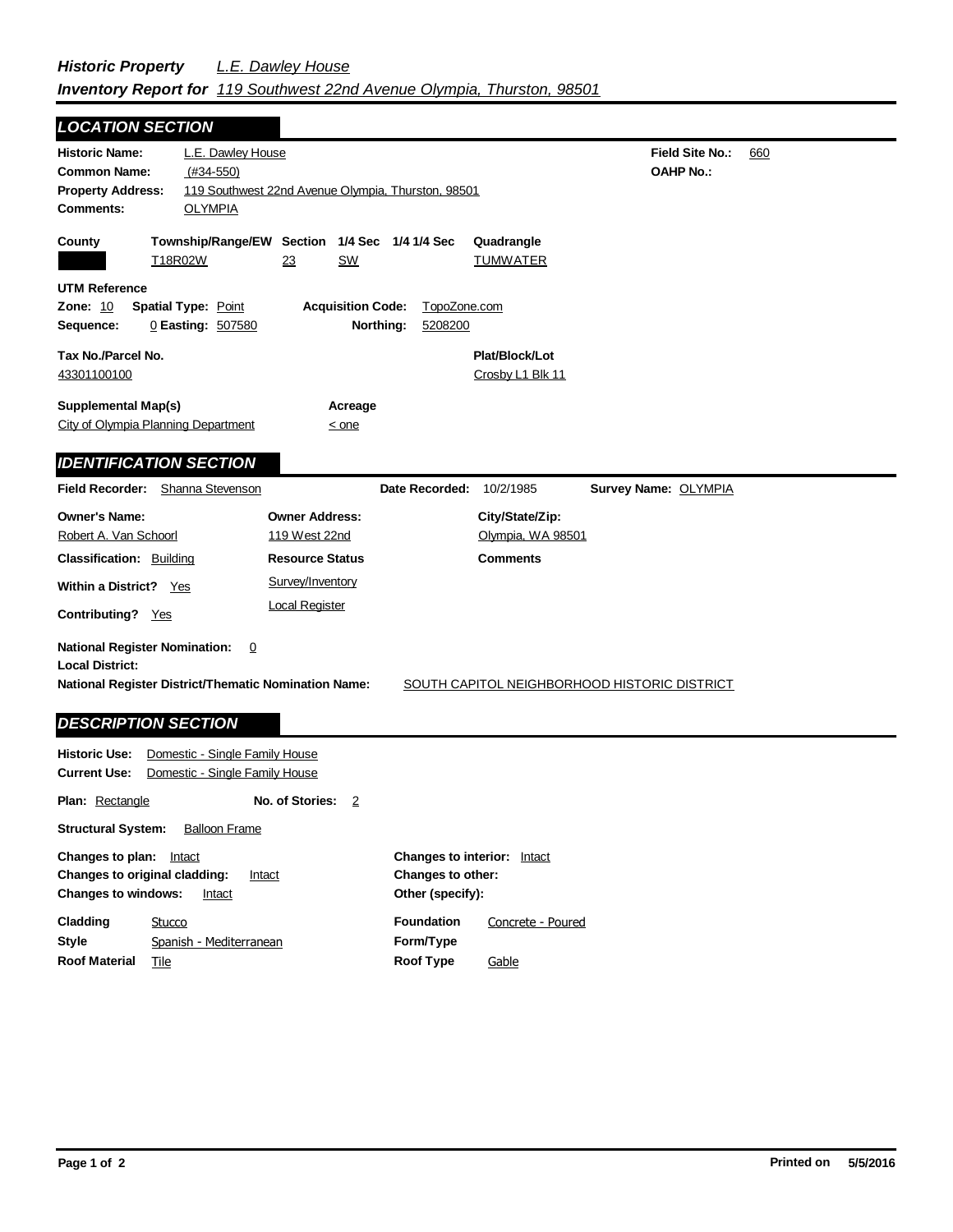## *Historic Property* *L.E. Dawley House*
## *Inventory Report for* *119 Southwest 22nd Avenue Olympia, Thurston, 98501*

### *LOCATION SECTION*

**Historic Name:** L.E. Dawley House
**Field Site No.:** 660
**Common Name:** (#34-550)
**OAHP No.:**
**Property Address:** 119 Southwest 22nd Avenue Olympia, Thurston, 98501
**Comments:** OLYMPIA

| County | Township/Range/EW | Section | 1/4 Sec | 1/4 1/4 Sec | Quadrangle |
|---|---|---|---|---|---|
| | T18R02W | 23 | SW | | TUMWATER |

**UTM Reference**
**Zone:** 10 **Spatial Type:** Point **Acquisition Code:** TopoZone.com
**Sequence:** 0 **Easting:** 507580 **Northing:** 5208200

**Tax No./Parcel No.**
43301100100

**Plat/Block/Lot**
Crosby L1 Blk 11

**Supplemental Map(s)**
City of Olympia Planning Department

**Acreage**
< one

### *IDENTIFICATION SECTION*

**Field Recorder:** Shanna Stevenson **Date Recorded:** 10/2/1985 **Survey Name:** OLYMPIA

| Owner's Name: | Owner Address: | City/State/Zip: |
|---|---|---|
| Robert A. Van Schoorl | 119 West 22nd | Olympia, WA 98501 |

**Classification:** Building
**Resource Status**
Survey/Inventory
Local Register
**Comments**

**Within a District?** Yes
**Contributing?** Yes

**National Register Nomination:** 0
**Local District:**
**National Register District/Thematic Nomination Name:** SOUTH CAPITOL NEIGHBORHOOD HISTORIC DISTRICT

### *DESCRIPTION SECTION*

**Historic Use:** Domestic - Single Family House
**Current Use:** Domestic - Single Family House

**Plan:** Rectangle **No. of Stories:** 2

**Structural System:** Balloon Frame

**Changes to plan:** Intact
**Changes to original cladding:** Intact
**Changes to windows:** Intact
**Changes to interior:** Intact
**Changes to other:**
**Other (specify):**

**Cladding** Stucco
**Style** Spanish - Mediterranean
**Roof Material** Tile
**Foundation** Concrete - Poured
**Form/Type**
**Roof Type** Gable

**Printed on** 5/5/2016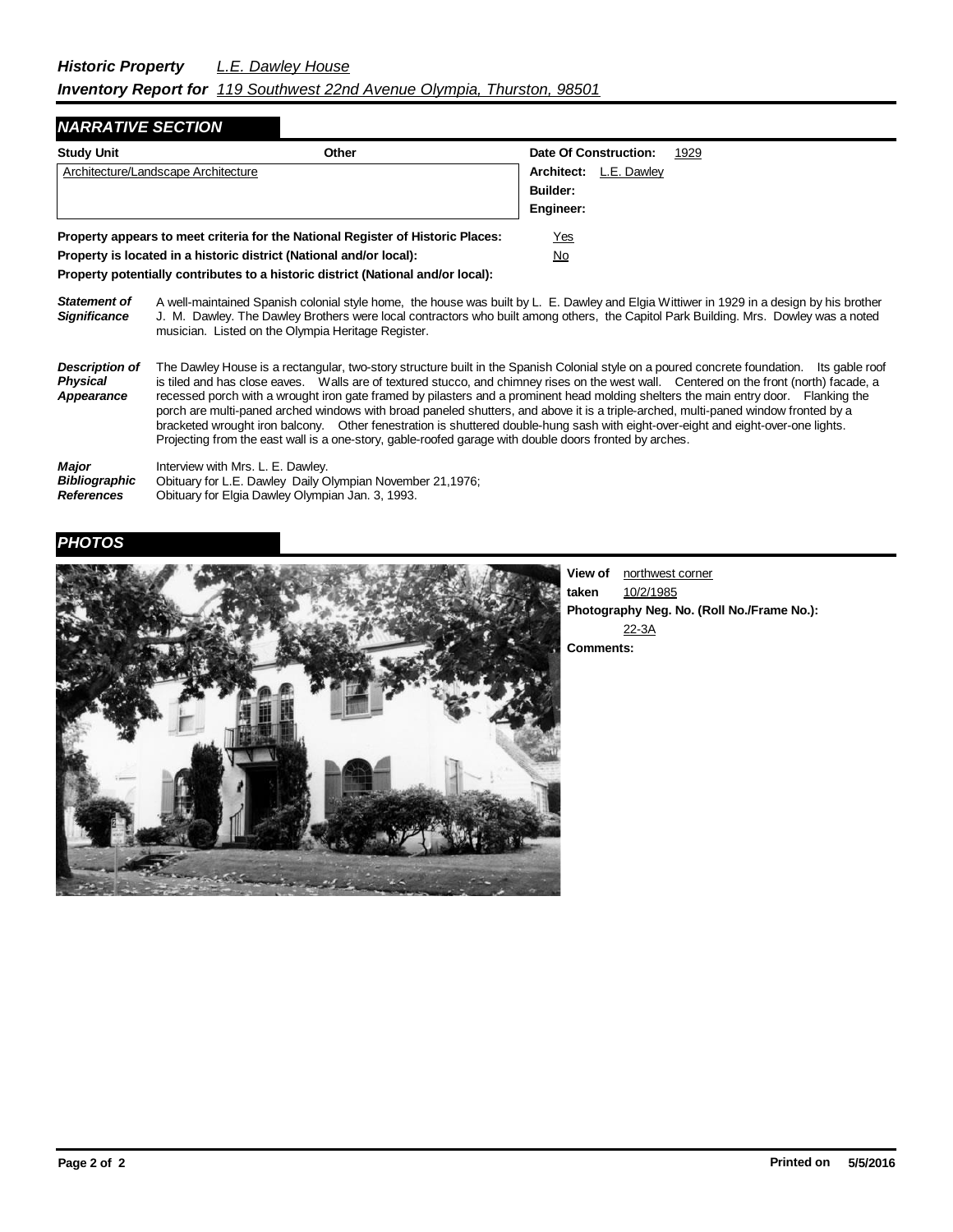**Historic Property** *L.E. Dawley House*

**Inventory Report for** *119 Southwest 22nd Avenue Olympia, Thurston, 98501*

## NARRATIVE SECTION

| Study Unit | Other | |
|---|---|---|
| Architecture/Landscape Architecture | | **Date Of Construction:** 1929 |
| | | **Architect:** L.E. Dawley |
| | | **Builder:** |
| | | **Engineer:** |

**Property appears to meet criteria for the National Register of Historic Places:** Yes

**Property is located in a historic district (National and/or local):** No

**Property potentially contributes to a historic district (National and/or local):**

***Statement of Significance***

A well-maintained Spanish colonial style home, the house was built by L. E. Dawley and Elgia Wittiwer in 1929 in a design by his brother J. M. Dawley. The Dawley Brothers were local contractors who built among others, the Capitol Park Building. Mrs. Dowley was a noted musician. Listed on the Olympia Heritage Register.

***Description of Physical Appearance***

The Dawley House is a rectangular, two-story structure built in the Spanish Colonial style on a poured concrete foundation. Its gable roof is tiled and has close eaves. Walls are of textured stucco, and chimney rises on the west wall. Centered on the front (north) facade, a recessed porch with a wrought iron gate framed by pilasters and a prominent head molding shelters the main entry door. Flanking the porch are multi-paned arched windows with broad paneled shutters, and above it is a triple-arched, multi-paned window fronted by a bracketed wrought iron balcony. Other fenestration is shuttered double-hung sash with eight-over-eight and eight-over-one lights. Projecting from the east wall is a one-story, gable-roofed garage with double doors fronted by arches.

***Major Bibliographic References***

Interview with Mrs. L. E. Dawley.
Obituary for L.E. Dawley Daily Olympian November 21,1976;
Obituary for Elgia Dawley Olympian Jan. 3, 1993.

## PHOTOS

**View of** northwest corner

**taken** 10/2/1985

**Photography Neg. No. (Roll No./Frame No.):** 22-3A

**Comments:**

**Printed on** 5/5/2016